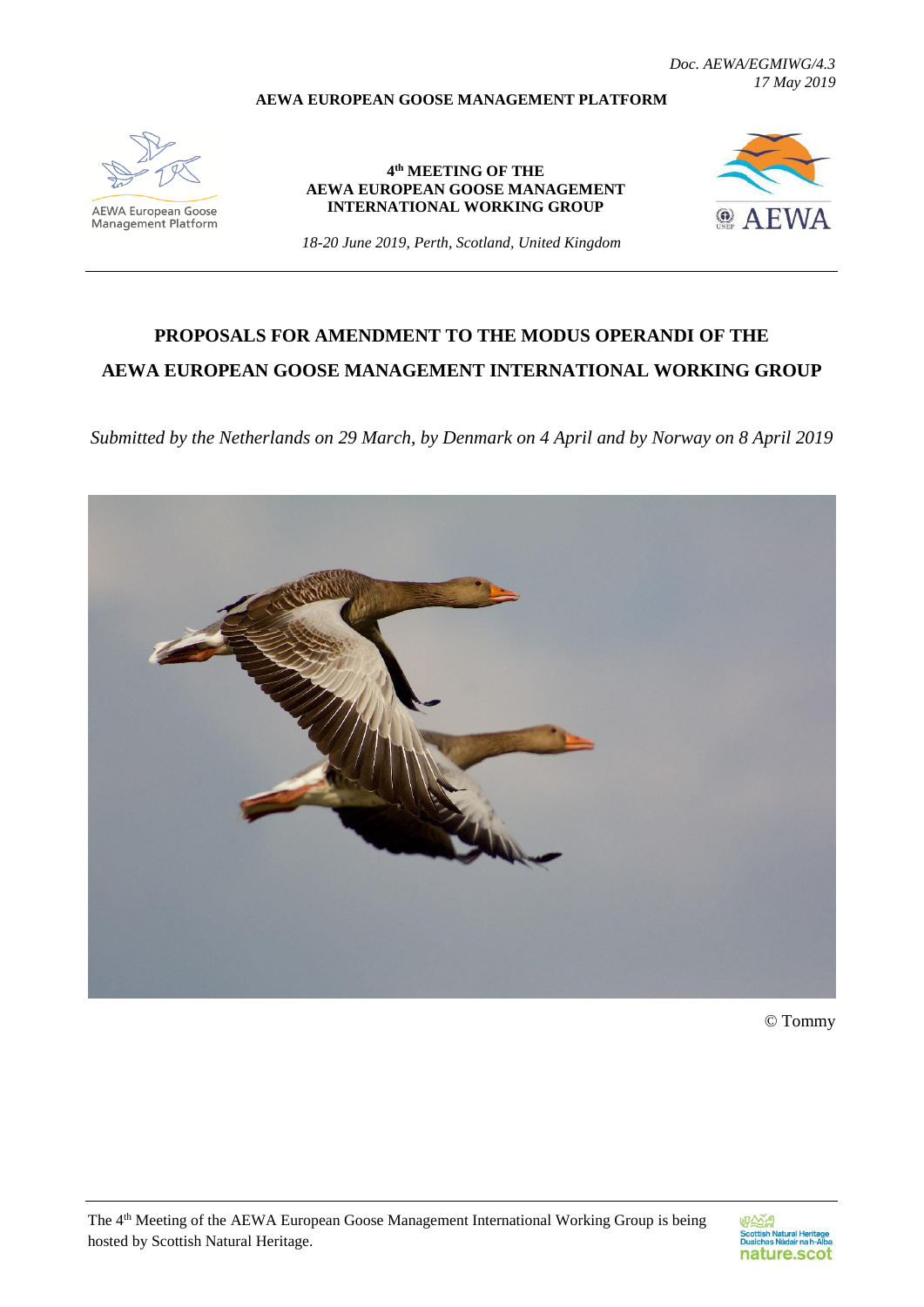*Doc. AEWA/EGMIWG/4.3*
*17 May 2019*

**AEWA EUROPEAN GOOSE MANAGEMENT PLATFORM**

AEWA European Goose Management Platform

**4th MEETING OF THE**
**AEWA EUROPEAN GOOSE MANAGEMENT INTERNATIONAL WORKING GROUP**

*18-20 June 2019, Perth, Scotland, United Kingdom*

AEWA

# PROPOSALS FOR AMENDMENT TO THE MODUS OPERANDI OF THE AEWA EUROPEAN GOOSE MANAGEMENT INTERNATIONAL WORKING GROUP

*Submitted by the Netherlands on 29 March, by Denmark on 4 April and by Norway on 8 April 2019*

© Tommy

The 4th Meeting of the AEWA European Goose Management International Working Group is being hosted by Scottish Natural Heritage.

Scottish Natural Heritage
Dualchas Nàdair na h-Alba
nature.scot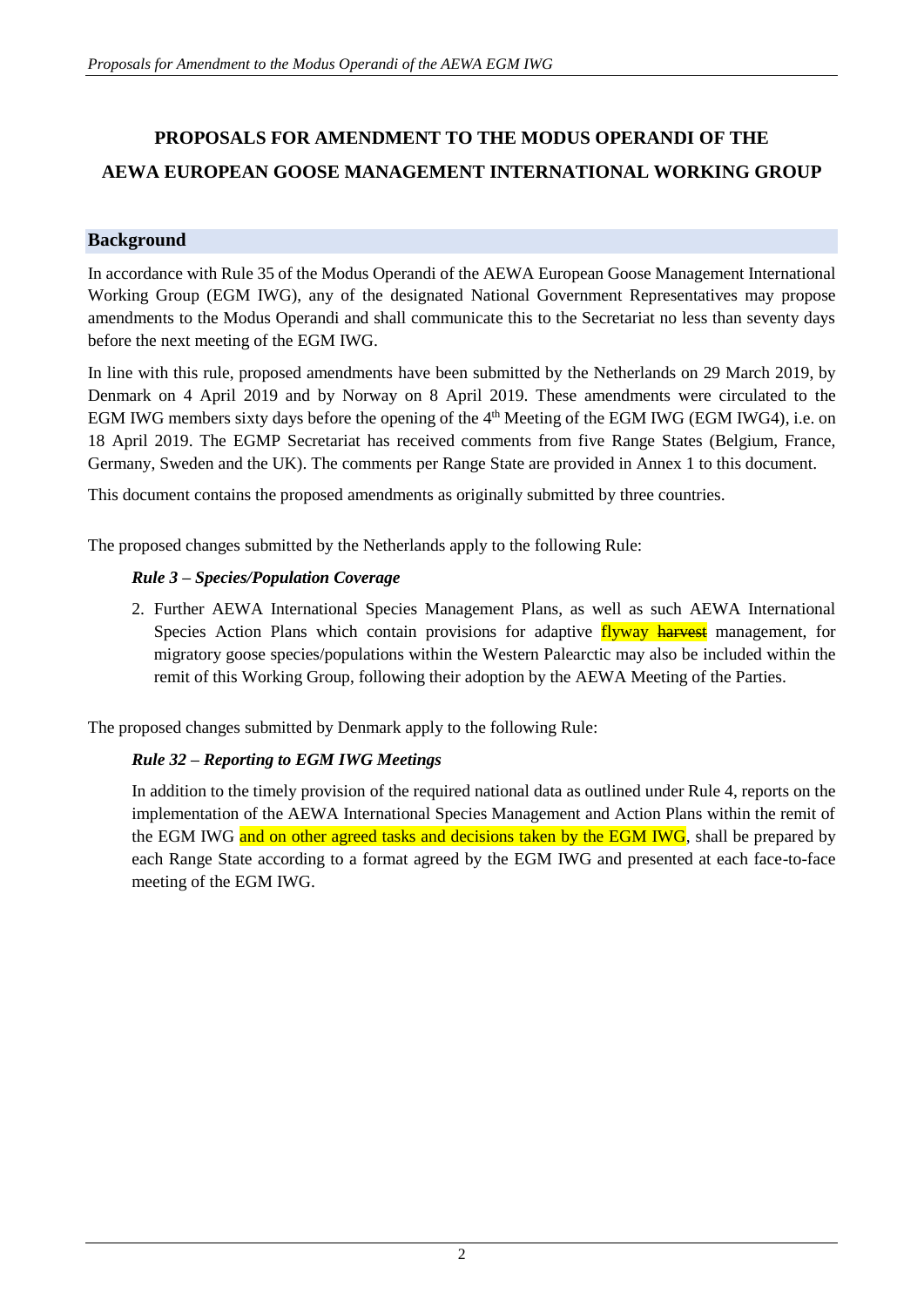# PROPOSALS FOR AMENDMENT TO THE MODUS OPERANDI OF THE AEWA EUROPEAN GOOSE MANAGEMENT INTERNATIONAL WORKING GROUP

## Background

In accordance with Rule 35 of the Modus Operandi of the AEWA European Goose Management International Working Group (EGM IWG), any of the designated National Government Representatives may propose amendments to the Modus Operandi and shall communicate this to the Secretariat no less than seventy days before the next meeting of the EGM IWG.

In line with this rule, proposed amendments have been submitted by the Netherlands on 29 March 2019, by Denmark on 4 April 2019 and by Norway on 8 April 2019. These amendments were circulated to the EGM IWG members sixty days before the opening of the 4th Meeting of the EGM IWG (EGM IWG4), i.e. on 18 April 2019. The EGMP Secretariat has received comments from five Range States (Belgium, France, Germany, Sweden and the UK). The comments per Range State are provided in Annex 1 to this document.

This document contains the proposed amendments as originally submitted by three countries.

The proposed changes submitted by the Netherlands apply to the following Rule:

***Rule 3 – Species/Population Coverage***

2. Further AEWA International Species Management Plans, as well as such AEWA International Species Action Plans which contain provisions for adaptive flyway ~~harvest~~ management, for migratory goose species/populations within the Western Palearctic may also be included within the remit of this Working Group, following their adoption by the AEWA Meeting of the Parties.

The proposed changes submitted by Denmark apply to the following Rule:

***Rule 32 – Reporting to EGM IWG Meetings***

In addition to the timely provision of the required national data as outlined under Rule 4, reports on the implementation of the AEWA International Species Management and Action Plans within the remit of the EGM IWG and on other agreed tasks and decisions taken by the EGM IWG, shall be prepared by each Range State according to a format agreed by the EGM IWG and presented at each face-to-face meeting of the EGM IWG.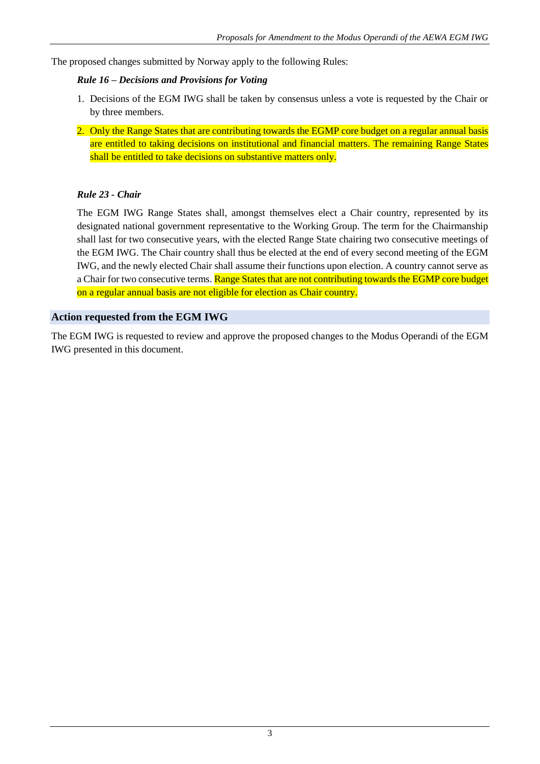The proposed changes submitted by Norway apply to the following Rules:

***Rule 16 – Decisions and Provisions for Voting***

1. Decisions of the EGM IWG shall be taken by consensus unless a vote is requested by the Chair or by three members.
2. Only the Range States that are contributing towards the EGMP core budget on a regular annual basis are entitled to taking decisions on institutional and financial matters. The remaining Range States shall be entitled to take decisions on substantive matters only.

***Rule 23 - Chair***

The EGM IWG Range States shall, amongst themselves elect a Chair country, represented by its designated national government representative to the Working Group. The term for the Chairmanship shall last for two consecutive years, with the elected Range State chairing two consecutive meetings of the EGM IWG. The Chair country shall thus be elected at the end of every second meeting of the EGM IWG, and the newly elected Chair shall assume their functions upon election. A country cannot serve as a Chair for two consecutive terms. Range States that are not contributing towards the EGMP core budget on a regular annual basis are not eligible for election as Chair country.

## Action requested from the EGM IWG

The EGM IWG is requested to review and approve the proposed changes to the Modus Operandi of the EGM IWG presented in this document.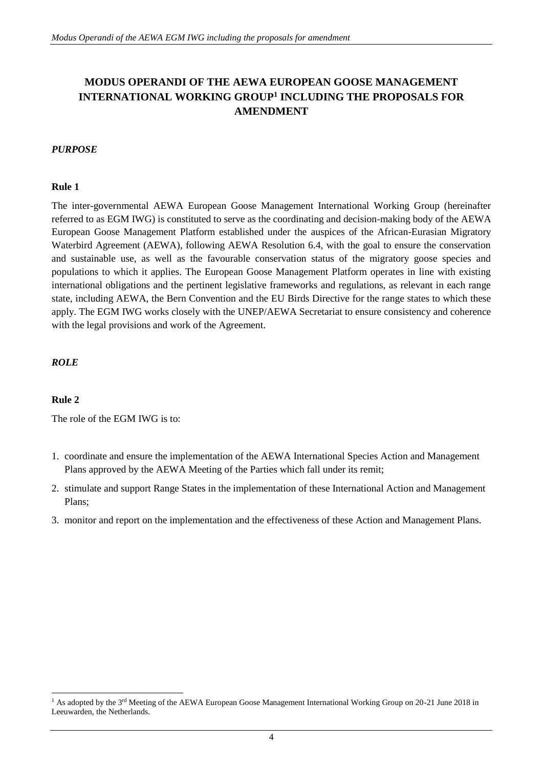# MODUS OPERANDI OF THE AEWA EUROPEAN GOOSE MANAGEMENT INTERNATIONAL WORKING GROUP[1] INCLUDING THE PROPOSALS FOR AMENDMENT

## *PURPOSE*

### Rule 1

The inter-governmental AEWA European Goose Management International Working Group (hereinafter referred to as EGM IWG) is constituted to serve as the coordinating and decision-making body of the AEWA European Goose Management Platform established under the auspices of the African-Eurasian Migratory Waterbird Agreement (AEWA), following AEWA Resolution 6.4, with the goal to ensure the conservation and sustainable use, as well as the favourable conservation status of the migratory goose species and populations to which it applies. The European Goose Management Platform operates in line with existing international obligations and the pertinent legislative frameworks and regulations, as relevant in each range state, including AEWA, the Bern Convention and the EU Birds Directive for the range states to which these apply. The EGM IWG works closely with the UNEP/AEWA Secretariat to ensure consistency and coherence with the legal provisions and work of the Agreement.

## *ROLE*

### Rule 2

The role of the EGM IWG is to:

1. coordinate and ensure the implementation of the AEWA International Species Action and Management Plans approved by the AEWA Meeting of the Parties which fall under its remit;
2. stimulate and support Range States in the implementation of these International Action and Management Plans;
3. monitor and report on the implementation and the effectiveness of these Action and Management Plans.

---

[1] As adopted by the 3rd Meeting of the AEWA European Goose Management International Working Group on 20-21 June 2018 in Leeuwarden, the Netherlands.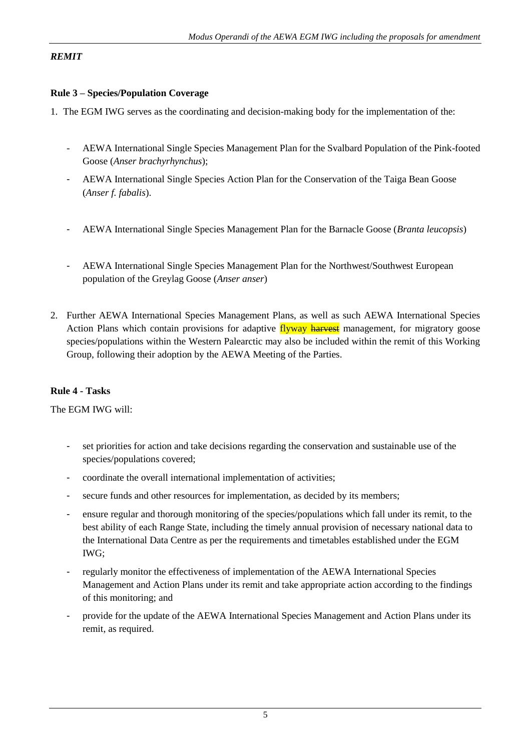***REMIT***

**Rule 3 – Species/Population Coverage**

1. The EGM IWG serves as the coordinating and decision-making body for the implementation of the:

   - AEWA International Single Species Management Plan for the Svalbard Population of the Pink-footed Goose (*Anser brachyrhynchus*);
   - AEWA International Single Species Action Plan for the Conservation of the Taiga Bean Goose (*Anser f. fabalis*).
   - AEWA International Single Species Management Plan for the Barnacle Goose (*Branta leucopsis*)
   - AEWA International Single Species Management Plan for the Northwest/Southwest European population of the Greylag Goose (*Anser anser*)

2. Further AEWA International Species Management Plans, as well as such AEWA International Species Action Plans which contain provisions for adaptive flyway ~~harvest~~ management, for migratory goose species/populations within the Western Palearctic may also be included within the remit of this Working Group, following their adoption by the AEWA Meeting of the Parties.

**Rule 4 - Tasks**

The EGM IWG will:

- set priorities for action and take decisions regarding the conservation and sustainable use of the species/populations covered;
- coordinate the overall international implementation of activities;
- secure funds and other resources for implementation, as decided by its members;
- ensure regular and thorough monitoring of the species/populations which fall under its remit, to the best ability of each Range State, including the timely annual provision of necessary national data to the International Data Centre as per the requirements and timetables established under the EGM IWG;
- regularly monitor the effectiveness of implementation of the AEWA International Species Management and Action Plans under its remit and take appropriate action according to the findings of this monitoring; and
- provide for the update of the AEWA International Species Management and Action Plans under its remit, as required.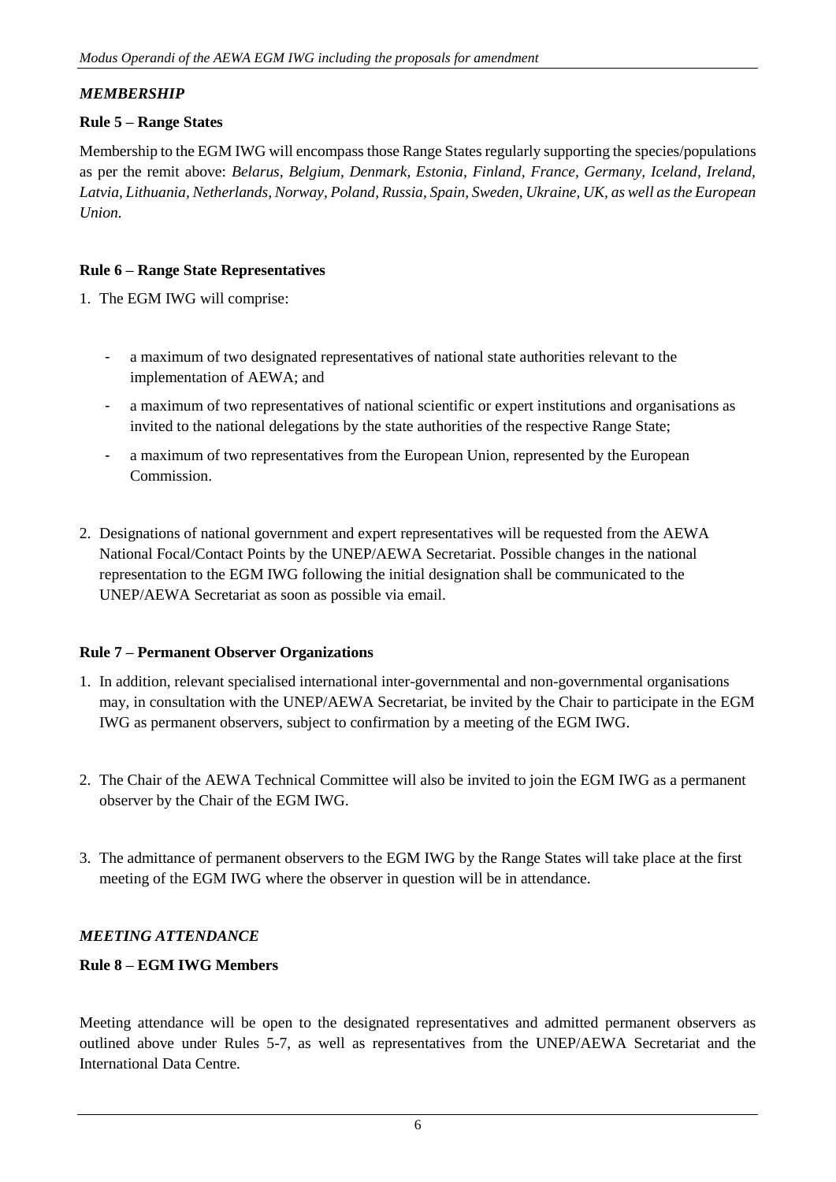*MEMBERSHIP*

**Rule 5 – Range States**

Membership to the EGM IWG will encompass those Range States regularly supporting the species/populations as per the remit above: *Belarus, Belgium, Denmark, Estonia, Finland, France, Germany, Iceland, Ireland, Latvia, Lithuania, Netherlands, Norway, Poland, Russia, Spain, Sweden, Ukraine, UK, as well as the European Union.*

**Rule 6 – Range State Representatives**

1. The EGM IWG will comprise:

   - a maximum of two designated representatives of national state authorities relevant to the implementation of AEWA; and
   - a maximum of two representatives of national scientific or expert institutions and organisations as invited to the national delegations by the state authorities of the respective Range State;
   - a maximum of two representatives from the European Union, represented by the European Commission.

2. Designations of national government and expert representatives will be requested from the AEWA National Focal/Contact Points by the UNEP/AEWA Secretariat. Possible changes in the national representation to the EGM IWG following the initial designation shall be communicated to the UNEP/AEWA Secretariat as soon as possible via email.

**Rule 7 – Permanent Observer Organizations**

1. In addition, relevant specialised international inter-governmental and non-governmental organisations may, in consultation with the UNEP/AEWA Secretariat, be invited by the Chair to participate in the EGM IWG as permanent observers, subject to confirmation by a meeting of the EGM IWG.

2. The Chair of the AEWA Technical Committee will also be invited to join the EGM IWG as a permanent observer by the Chair of the EGM IWG.

3. The admittance of permanent observers to the EGM IWG by the Range States will take place at the first meeting of the EGM IWG where the observer in question will be in attendance.

*MEETING ATTENDANCE*

**Rule 8 – EGM IWG Members**

Meeting attendance will be open to the designated representatives and admitted permanent observers as outlined above under Rules 5-7, as well as representatives from the UNEP/AEWA Secretariat and the International Data Centre.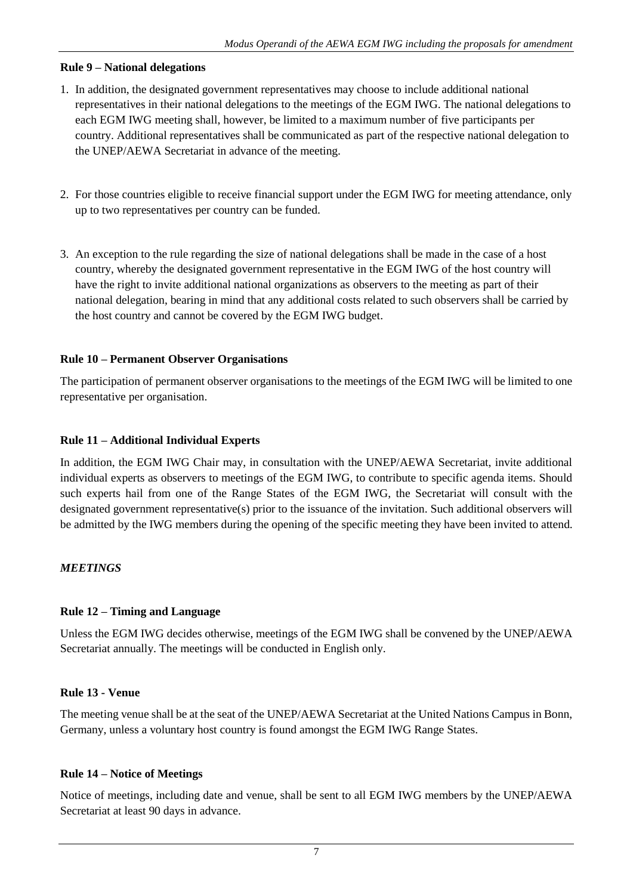**Rule 9 – National delegations**

1. In addition, the designated government representatives may choose to include additional national representatives in their national delegations to the meetings of the EGM IWG. The national delegations to each EGM IWG meeting shall, however, be limited to a maximum number of five participants per country. Additional representatives shall be communicated as part of the respective national delegation to the UNEP/AEWA Secretariat in advance of the meeting.

2. For those countries eligible to receive financial support under the EGM IWG for meeting attendance, only up to two representatives per country can be funded.

3. An exception to the rule regarding the size of national delegations shall be made in the case of a host country, whereby the designated government representative in the EGM IWG of the host country will have the right to invite additional national organizations as observers to the meeting as part of their national delegation, bearing in mind that any additional costs related to such observers shall be carried by the host country and cannot be covered by the EGM IWG budget.

**Rule 10 – Permanent Observer Organisations**

The participation of permanent observer organisations to the meetings of the EGM IWG will be limited to one representative per organisation.

**Rule 11 – Additional Individual Experts**

In addition, the EGM IWG Chair may, in consultation with the UNEP/AEWA Secretariat, invite additional individual experts as observers to meetings of the EGM IWG, to contribute to specific agenda items. Should such experts hail from one of the Range States of the EGM IWG, the Secretariat will consult with the designated government representative(s) prior to the issuance of the invitation. Such additional observers will be admitted by the IWG members during the opening of the specific meeting they have been invited to attend.

***MEETINGS***

**Rule 12 – Timing and Language**

Unless the EGM IWG decides otherwise, meetings of the EGM IWG shall be convened by the UNEP/AEWA Secretariat annually. The meetings will be conducted in English only.

**Rule 13 - Venue**

The meeting venue shall be at the seat of the UNEP/AEWA Secretariat at the United Nations Campus in Bonn, Germany, unless a voluntary host country is found amongst the EGM IWG Range States.

**Rule 14 – Notice of Meetings**

Notice of meetings, including date and venue, shall be sent to all EGM IWG members by the UNEP/AEWA Secretariat at least 90 days in advance.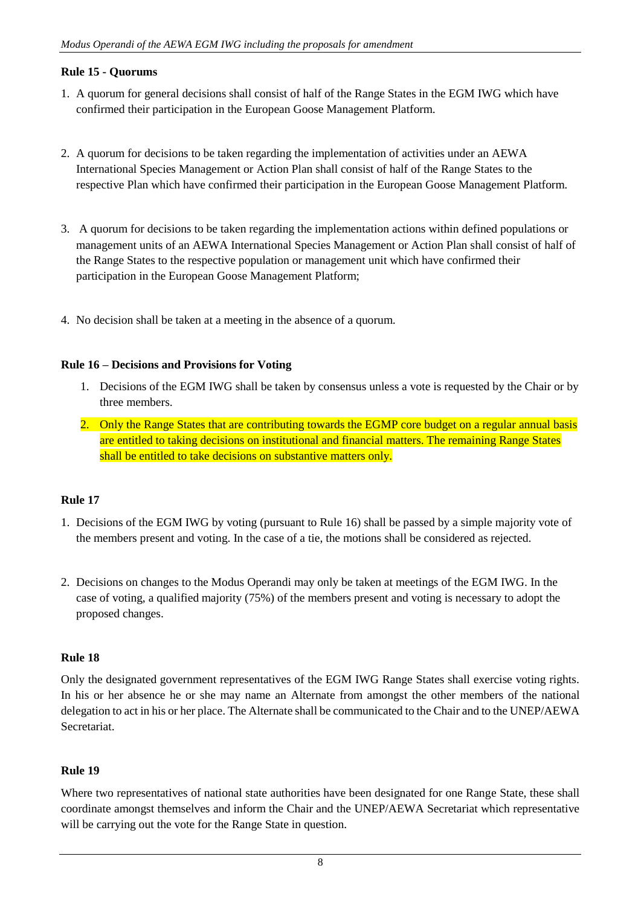**Rule 15 - Quorums**

1. A quorum for general decisions shall consist of half of the Range States in the EGM IWG which have confirmed their participation in the European Goose Management Platform.

2. A quorum for decisions to be taken regarding the implementation of activities under an AEWA International Species Management or Action Plan shall consist of half of the Range States to the respective Plan which have confirmed their participation in the European Goose Management Platform.

3. A quorum for decisions to be taken regarding the implementation actions within defined populations or management units of an AEWA International Species Management or Action Plan shall consist of half of the Range States to the respective population or management unit which have confirmed their participation in the European Goose Management Platform;

4. No decision shall be taken at a meeting in the absence of a quorum.

**Rule 16 – Decisions and Provisions for Voting**

1. Decisions of the EGM IWG shall be taken by consensus unless a vote is requested by the Chair or by three members.
2. Only the Range States that are contributing towards the EGMP core budget on a regular annual basis are entitled to taking decisions on institutional and financial matters. The remaining Range States shall be entitled to take decisions on substantive matters only.

**Rule 17**

1. Decisions of the EGM IWG by voting (pursuant to Rule 16) shall be passed by a simple majority vote of the members present and voting. In the case of a tie, the motions shall be considered as rejected.

2. Decisions on changes to the Modus Operandi may only be taken at meetings of the EGM IWG. In the case of voting, a qualified majority (75%) of the members present and voting is necessary to adopt the proposed changes.

**Rule 18**

Only the designated government representatives of the EGM IWG Range States shall exercise voting rights. In his or her absence he or she may name an Alternate from amongst the other members of the national delegation to act in his or her place. The Alternate shall be communicated to the Chair and to the UNEP/AEWA Secretariat.

**Rule 19**

Where two representatives of national state authorities have been designated for one Range State, these shall coordinate amongst themselves and inform the Chair and the UNEP/AEWA Secretariat which representative will be carrying out the vote for the Range State in question.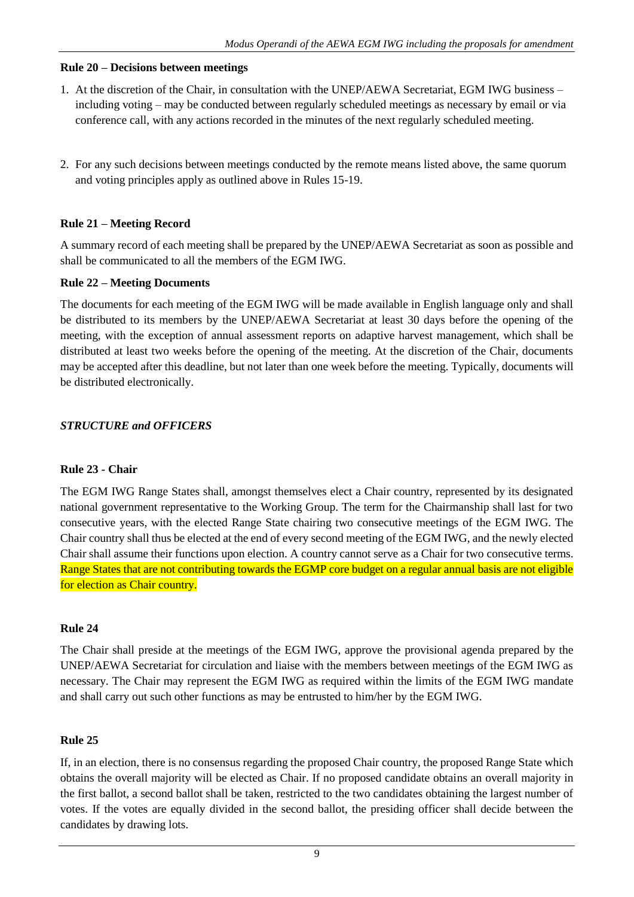**Rule 20 – Decisions between meetings**

1. At the discretion of the Chair, in consultation with the UNEP/AEWA Secretariat, EGM IWG business – including voting – may be conducted between regularly scheduled meetings as necessary by email or via conference call, with any actions recorded in the minutes of the next regularly scheduled meeting.

2. For any such decisions between meetings conducted by the remote means listed above, the same quorum and voting principles apply as outlined above in Rules 15-19.

**Rule 21 – Meeting Record**

A summary record of each meeting shall be prepared by the UNEP/AEWA Secretariat as soon as possible and shall be communicated to all the members of the EGM IWG.

**Rule 22 – Meeting Documents**

The documents for each meeting of the EGM IWG will be made available in English language only and shall be distributed to its members by the UNEP/AEWA Secretariat at least 30 days before the opening of the meeting, with the exception of annual assessment reports on adaptive harvest management, which shall be distributed at least two weeks before the opening of the meeting. At the discretion of the Chair, documents may be accepted after this deadline, but not later than one week before the meeting. Typically, documents will be distributed electronically.

***STRUCTURE and OFFICERS***

**Rule 23 - Chair**

The EGM IWG Range States shall, amongst themselves elect a Chair country, represented by its designated national government representative to the Working Group. The term for the Chairmanship shall last for two consecutive years, with the elected Range State chairing two consecutive meetings of the EGM IWG. The Chair country shall thus be elected at the end of every second meeting of the EGM IWG, and the newly elected Chair shall assume their functions upon election. A country cannot serve as a Chair for two consecutive terms. Range States that are not contributing towards the EGMP core budget on a regular annual basis are not eligible for election as Chair country.

**Rule 24**

The Chair shall preside at the meetings of the EGM IWG, approve the provisional agenda prepared by the UNEP/AEWA Secretariat for circulation and liaise with the members between meetings of the EGM IWG as necessary. The Chair may represent the EGM IWG as required within the limits of the EGM IWG mandate and shall carry out such other functions as may be entrusted to him/her by the EGM IWG.

**Rule 25**

If, in an election, there is no consensus regarding the proposed Chair country, the proposed Range State which obtains the overall majority will be elected as Chair. If no proposed candidate obtains an overall majority in the first ballot, a second ballot shall be taken, restricted to the two candidates obtaining the largest number of votes. If the votes are equally divided in the second ballot, the presiding officer shall decide between the candidates by drawing lots.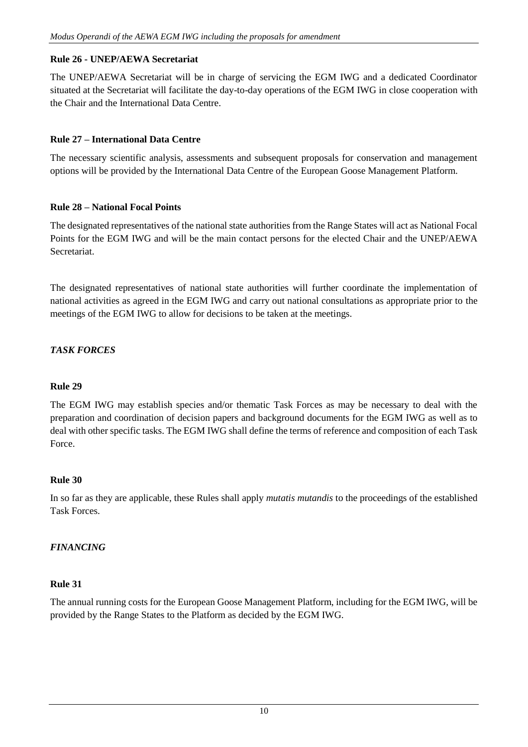**Rule 26 - UNEP/AEWA Secretariat**

The UNEP/AEWA Secretariat will be in charge of servicing the EGM IWG and a dedicated Coordinator situated at the Secretariat will facilitate the day-to-day operations of the EGM IWG in close cooperation with the Chair and the International Data Centre.

**Rule 27 – International Data Centre**

The necessary scientific analysis, assessments and subsequent proposals for conservation and management options will be provided by the International Data Centre of the European Goose Management Platform.

**Rule 28 – National Focal Points**

The designated representatives of the national state authorities from the Range States will act as National Focal Points for the EGM IWG and will be the main contact persons for the elected Chair and the UNEP/AEWA Secretariat.

The designated representatives of national state authorities will further coordinate the implementation of national activities as agreed in the EGM IWG and carry out national consultations as appropriate prior to the meetings of the EGM IWG to allow for decisions to be taken at the meetings.

***TASK FORCES***

**Rule 29**

The EGM IWG may establish species and/or thematic Task Forces as may be necessary to deal with the preparation and coordination of decision papers and background documents for the EGM IWG as well as to deal with other specific tasks. The EGM IWG shall define the terms of reference and composition of each Task Force.

**Rule 30**

In so far as they are applicable, these Rules shall apply *mutatis mutandis* to the proceedings of the established Task Forces.

***FINANCING***

**Rule 31**

The annual running costs for the European Goose Management Platform, including for the EGM IWG, will be provided by the Range States to the Platform as decided by the EGM IWG.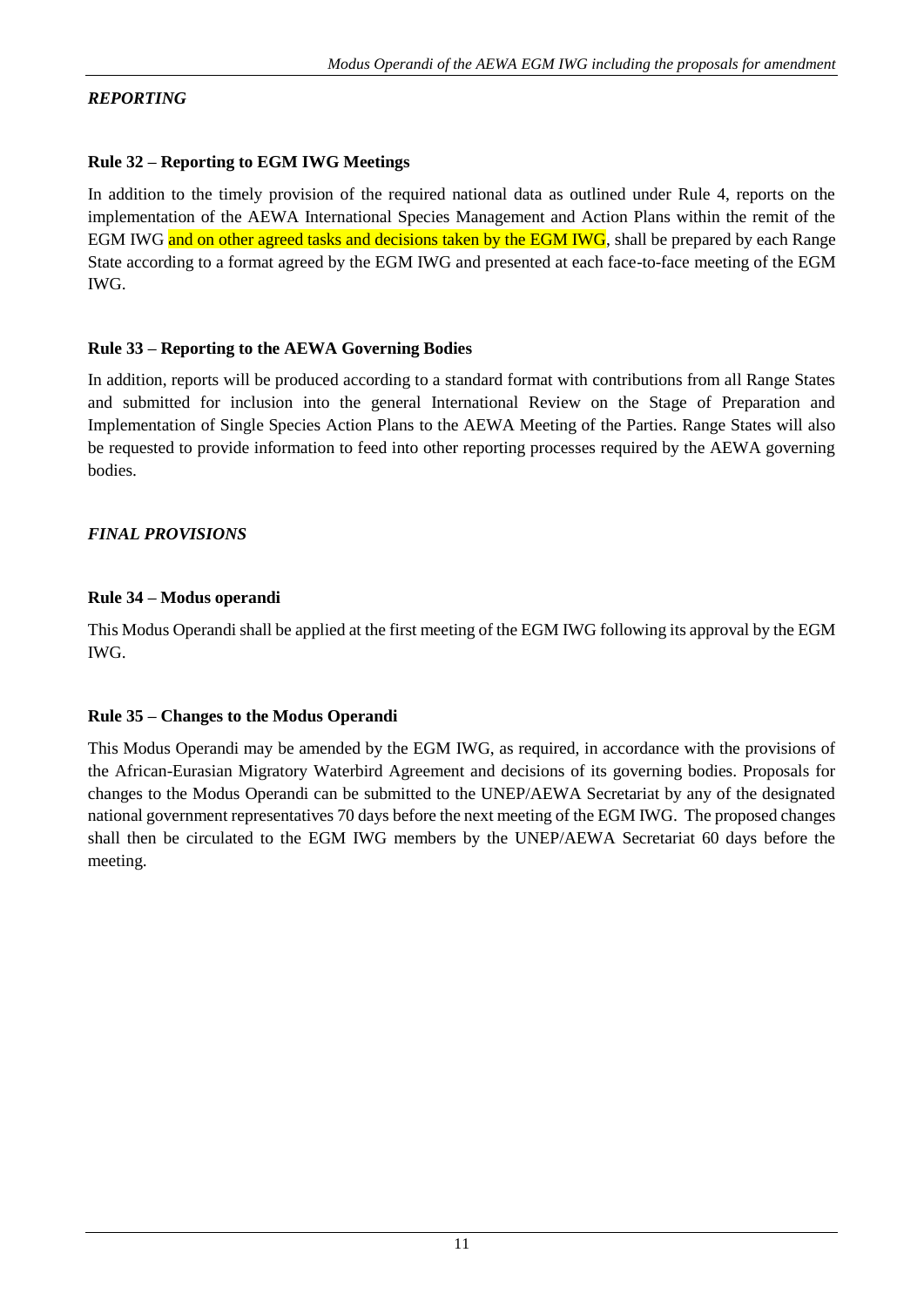*REPORTING*

**Rule 32 – Reporting to EGM IWG Meetings**

In addition to the timely provision of the required national data as outlined under Rule 4, reports on the implementation of the AEWA International Species Management and Action Plans within the remit of the EGM IWG and on other agreed tasks and decisions taken by the EGM IWG, shall be prepared by each Range State according to a format agreed by the EGM IWG and presented at each face-to-face meeting of the EGM IWG.

**Rule 33 – Reporting to the AEWA Governing Bodies**

In addition, reports will be produced according to a standard format with contributions from all Range States and submitted for inclusion into the general International Review on the Stage of Preparation and Implementation of Single Species Action Plans to the AEWA Meeting of the Parties. Range States will also be requested to provide information to feed into other reporting processes required by the AEWA governing bodies.

*FINAL PROVISIONS*

**Rule 34 – Modus operandi**

This Modus Operandi shall be applied at the first meeting of the EGM IWG following its approval by the EGM IWG.

**Rule 35 – Changes to the Modus Operandi**

This Modus Operandi may be amended by the EGM IWG, as required, in accordance with the provisions of the African-Eurasian Migratory Waterbird Agreement and decisions of its governing bodies. Proposals for changes to the Modus Operandi can be submitted to the UNEP/AEWA Secretariat by any of the designated national government representatives 70 days before the next meeting of the EGM IWG. The proposed changes shall then be circulated to the EGM IWG members by the UNEP/AEWA Secretariat 60 days before the meeting.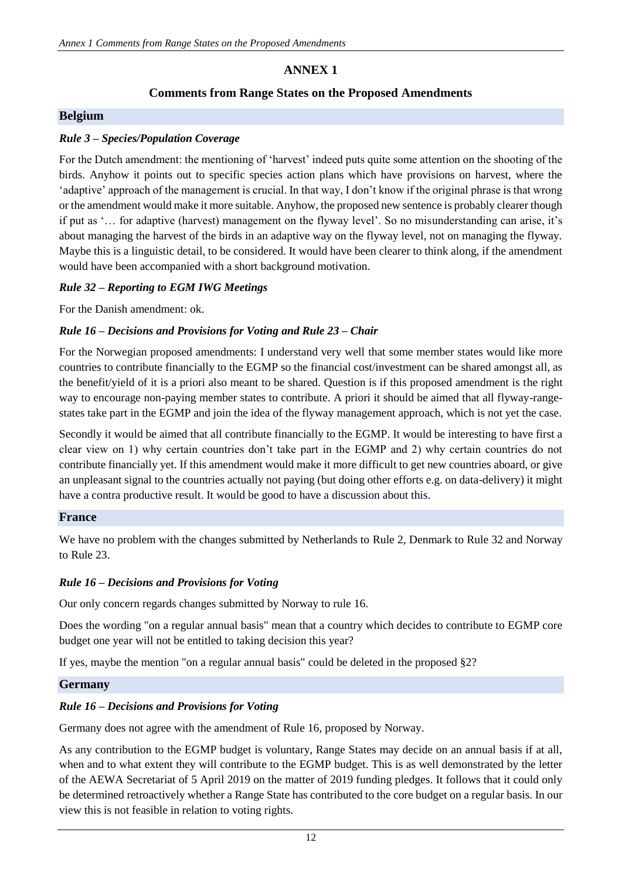# ANNEX 1

## Comments from Range States on the Proposed Amendments

### Belgium

#### *Rule 3 – Species/Population Coverage*

For the Dutch amendment: the mentioning of 'harvest' indeed puts quite some attention on the shooting of the birds. Anyhow it points out to specific species action plans which have provisions on harvest, where the 'adaptive' approach of the management is crucial. In that way, I don't know if the original phrase is that wrong or the amendment would make it more suitable. Anyhow, the proposed new sentence is probably clearer though if put as '… for adaptive (harvest) management on the flyway level'. So no misunderstanding can arise, it's about managing the harvest of the birds in an adaptive way on the flyway level, not on managing the flyway. Maybe this is a linguistic detail, to be considered. It would have been clearer to think along, if the amendment would have been accompanied with a short background motivation.

#### *Rule 32 – Reporting to EGM IWG Meetings*

For the Danish amendment: ok.

#### *Rule 16 – Decisions and Provisions for Voting and Rule 23 – Chair*

For the Norwegian proposed amendments: I understand very well that some member states would like more countries to contribute financially to the EGMP so the financial cost/investment can be shared amongst all, as the benefit/yield of it is a priori also meant to be shared. Question is if this proposed amendment is the right way to encourage non-paying member states to contribute. A priori it should be aimed that all flyway-range-states take part in the EGMP and join the idea of the flyway management approach, which is not yet the case.

Secondly it would be aimed that all contribute financially to the EGMP. It would be interesting to have first a clear view on 1) why certain countries don't take part in the EGMP and 2) why certain countries do not contribute financially yet. If this amendment would make it more difficult to get new countries aboard, or give an unpleasant signal to the countries actually not paying (but doing other efforts e.g. on data-delivery) it might have a contra productive result. It would be good to have a discussion about this.

### France

We have no problem with the changes submitted by Netherlands to Rule 2, Denmark to Rule 32 and Norway to Rule 23.

#### *Rule 16 – Decisions and Provisions for Voting*

Our only concern regards changes submitted by Norway to rule 16.

Does the wording "on a regular annual basis" mean that a country which decides to contribute to EGMP core budget one year will not be entitled to taking decision this year?

If yes, maybe the mention "on a regular annual basis" could be deleted in the proposed §2?

### Germany

#### *Rule 16 – Decisions and Provisions for Voting*

Germany does not agree with the amendment of Rule 16, proposed by Norway.

As any contribution to the EGMP budget is voluntary, Range States may decide on an annual basis if at all, when and to what extent they will contribute to the EGMP budget. This is as well demonstrated by the letter of the AEWA Secretariat of 5 April 2019 on the matter of 2019 funding pledges. It follows that it could only be determined retroactively whether a Range State has contributed to the core budget on a regular basis. In our view this is not feasible in relation to voting rights.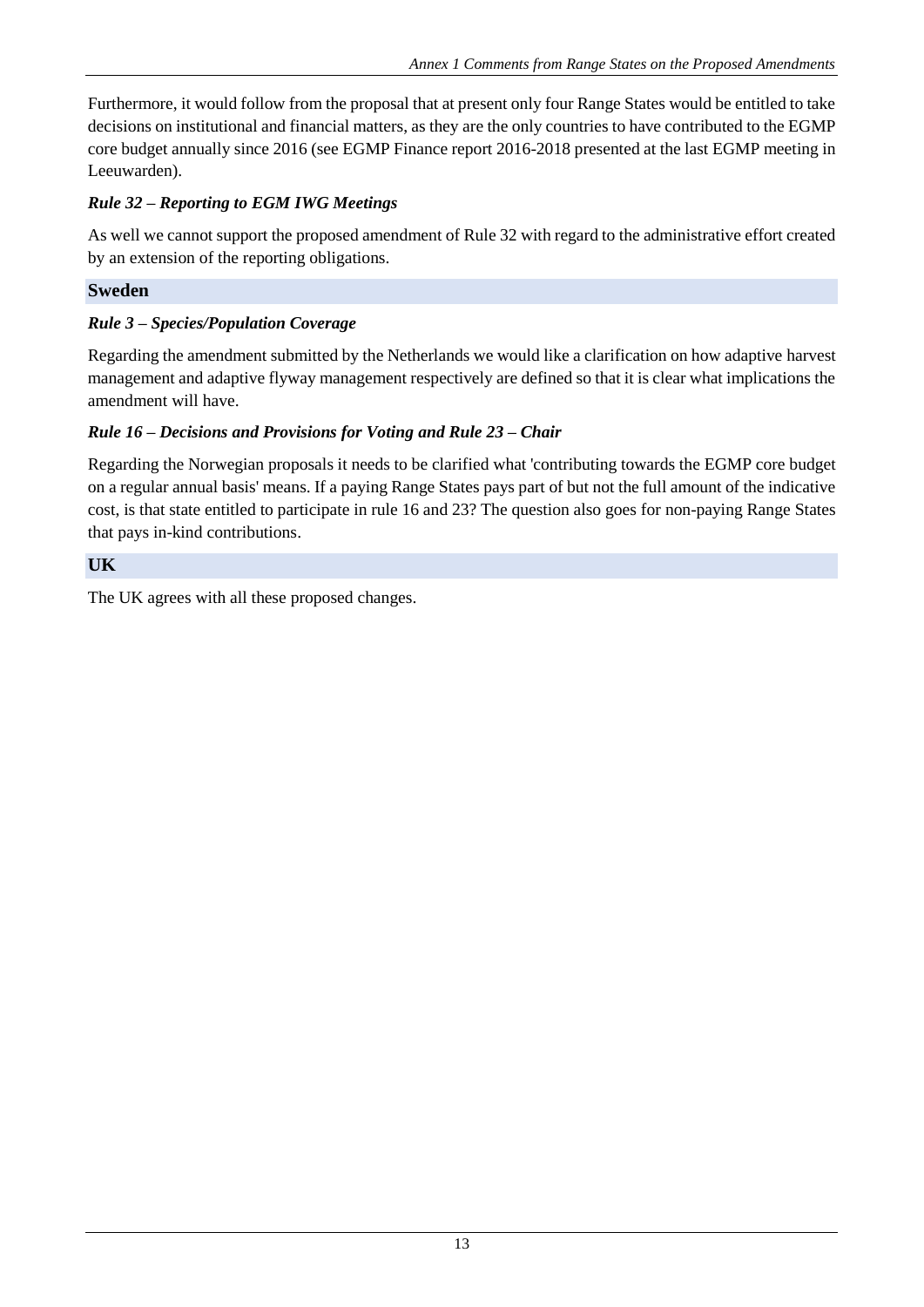Furthermore, it would follow from the proposal that at present only four Range States would be entitled to take decisions on institutional and financial matters, as they are the only countries to have contributed to the EGMP core budget annually since 2016 (see EGMP Finance report 2016-2018 presented at the last EGMP meeting in Leeuwarden).

### *Rule 32 – Reporting to EGM IWG Meetings*

As well we cannot support the proposed amendment of Rule 32 with regard to the administrative effort created by an extension of the reporting obligations.

## Sweden

### *Rule 3 – Species/Population Coverage*

Regarding the amendment submitted by the Netherlands we would like a clarification on how adaptive harvest management and adaptive flyway management respectively are defined so that it is clear what implications the amendment will have.

### *Rule 16 – Decisions and Provisions for Voting and Rule 23 – Chair*

Regarding the Norwegian proposals it needs to be clarified what 'contributing towards the EGMP core budget on a regular annual basis' means. If a paying Range States pays part of but not the full amount of the indicative cost, is that state entitled to participate in rule 16 and 23? The question also goes for non-paying Range States that pays in-kind contributions.

## UK

The UK agrees with all these proposed changes.